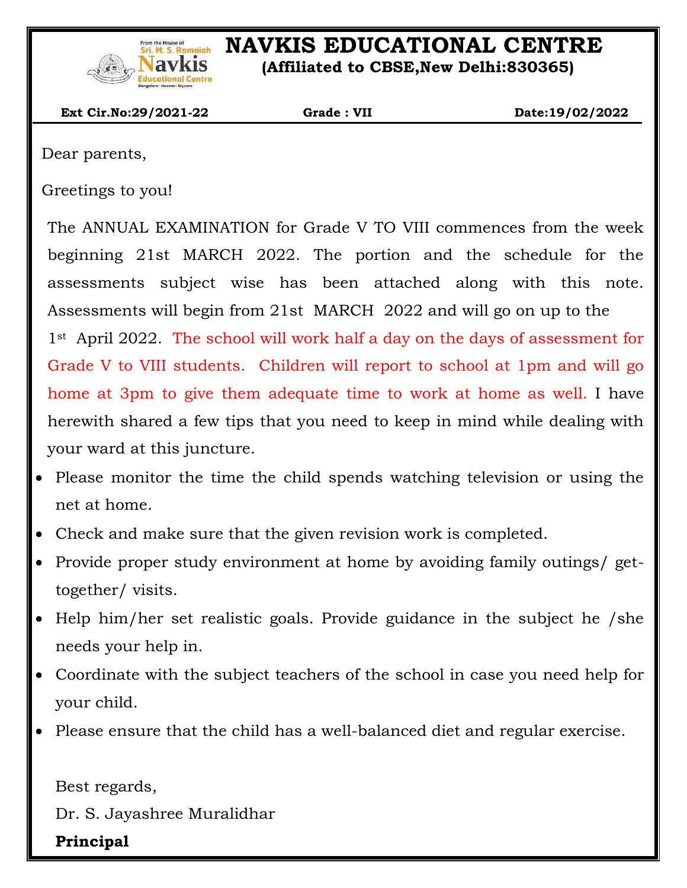# NAVKIS EDUCATIONAL CENTRE

**(Affiliated to CBSE,New Delhi:830365)**

**Ext Cir.No:29/2021-22** **Grade : VII** **Date:19/02/2022**

Dear parents,

Greetings to you!

The ANNUAL EXAMINATION for Grade V TO VIII commences from the week beginning 21st MARCH 2022. The portion and the schedule for the assessments subject wise has been attached along with this note. Assessments will begin from 21st MARCH 2022 and will go on up to the 1st April 2022. The school will work half a day on the days of assessment for Grade V to VIII students. Children will report to school at 1pm and will go home at 3pm to give them adequate time to work at home as well. I have herewith shared a few tips that you need to keep in mind while dealing with your ward at this juncture.

- Please monitor the time the child spends watching television or using the net at home.
- Check and make sure that the given revision work is completed.
- Provide proper study environment at home by avoiding family outings/ get-together/ visits.
- Help him/her set realistic goals. Provide guidance in the subject he /she needs your help in.
- Coordinate with the subject teachers of the school in case you need help for your child.
- Please ensure that the child has a well-balanced diet and regular exercise.

Best regards,

Dr. S. Jayashree Muralidhar

**Principal**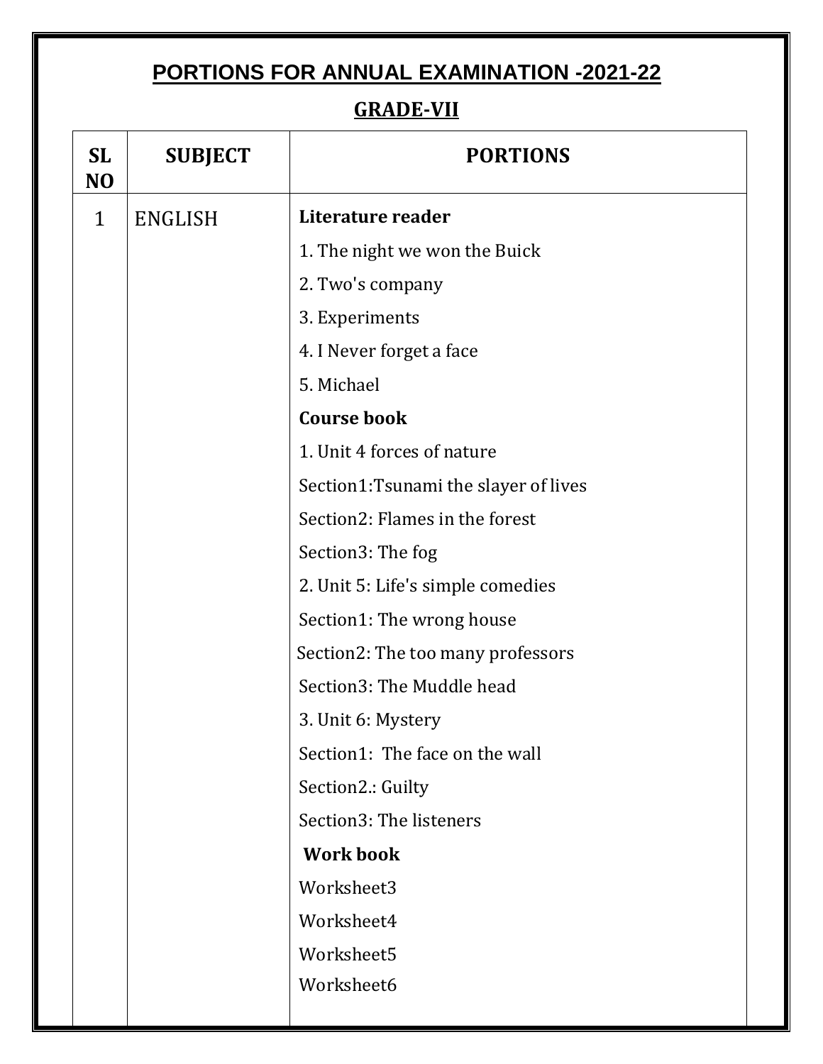# PORTIONS FOR ANNUAL EXAMINATION -2021-22

## GRADE-VII

| SL NO | SUBJECT | PORTIONS |
|---|---|---|
| 1 | ENGLISH | **Literature reader**<br>1. The night we won the Buick<br>2. Two's company<br>3. Experiments<br>4. I Never forget a face<br>5. Michael<br>**Course book**<br>1. Unit 4 forces of nature<br>Section1:Tsunami the slayer of lives<br>Section2: Flames in the forest<br>Section3: The fog<br>2. Unit 5: Life's simple comedies<br>Section1: The wrong house<br>Section2: The too many professors<br>Section3: The Muddle head<br>3. Unit 6: Mystery<br>Section1: The face on the wall<br>Section2.: Guilty<br>Section3: The listeners<br>**Work book**<br>Worksheet3<br>Worksheet4<br>Worksheet5<br>Worksheet6 |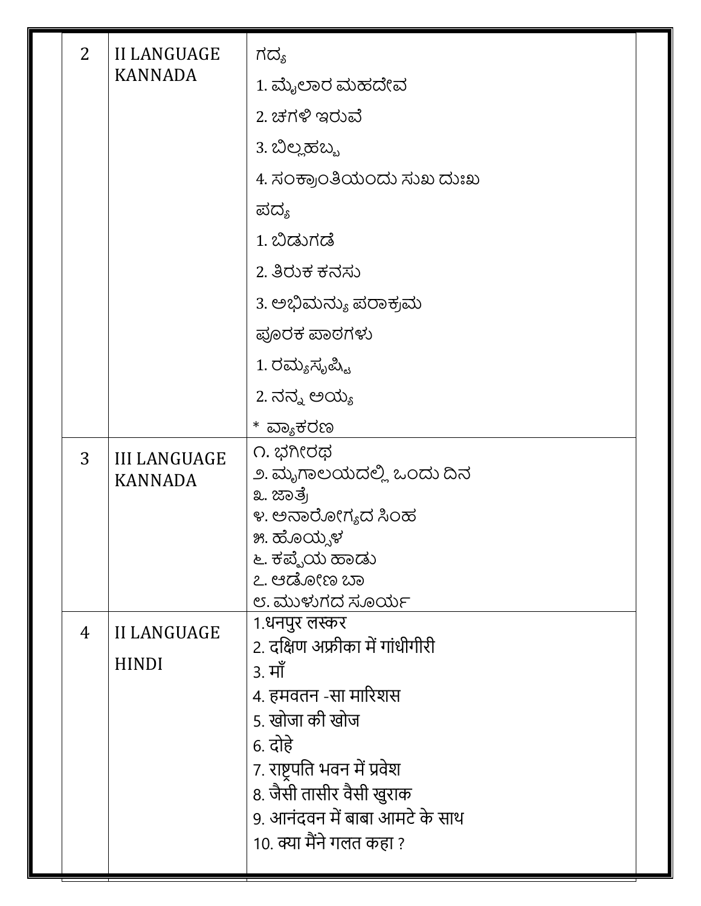| 2 | II LANGUAGE KANNADA | ಗದ್ಯ<br>1. ಮೈಲಾರ ಮಹದೇವ<br>2. ಚಗಳಿ ಇರುವೆ<br>3. ಬಿಲ್ಲಹಬ್ಬ<br>4. ಸಂಕ್ರಾಂತಿಯಂದು ಸುಖ ದುಃಖ<br>ಪದ್ಯ<br>1. ಬಿಡುಗಡೆ<br>2. ತಿರುಕ ಕನಸು<br>3. ಅಭಿಮನ್ಯು ಪರಾಕ್ರಮ<br>ಪೂರಕ ಪಾಠಗಳು<br>1. ರಮ್ಯಸೃಷ್ಟಿ<br>2. ನನ್ನ ಅಯ್ಯ<br>* ವ್ಯಾಕರಣ |
|---|---|---|
| 3 | III LANGUAGE KANNADA | ೧. ಭಗೀರಥ<br>೨. ಮೃಗಾಲಯದಲ್ಲಿ ಒಂದು ದಿನ<br>೩. ಜಾತ್ರೆ<br>೪. ಅನಾರೋಗ್ಯದ ಸಿಂಹ<br>೫. ಹೊಯ್ಸಳ<br>೬. ಕಪ್ಪೆಯ ಹಾಡು<br>೭. ಆಡೋಣ ಬಾ<br>೮. ಮುಳುಗದ ಸೂರ್ಯ |
| 4 | II LANGUAGE HINDI | 1.धनपुर लस्कर<br>2. दक्षिण अफ्रीका में गांधीगीरी<br>3. माँ<br>4. हमवतन -सा मारिशस<br>5. खोजा की खोज<br>6. दोहे<br>7. राष्ट्रपति भवन में प्रवेश<br>8. जैसी तासीर वैसी खुराक<br>9. आनंदवन में बाबा आमटे के साथ<br>10. क्या मैंने गलत कहा ? |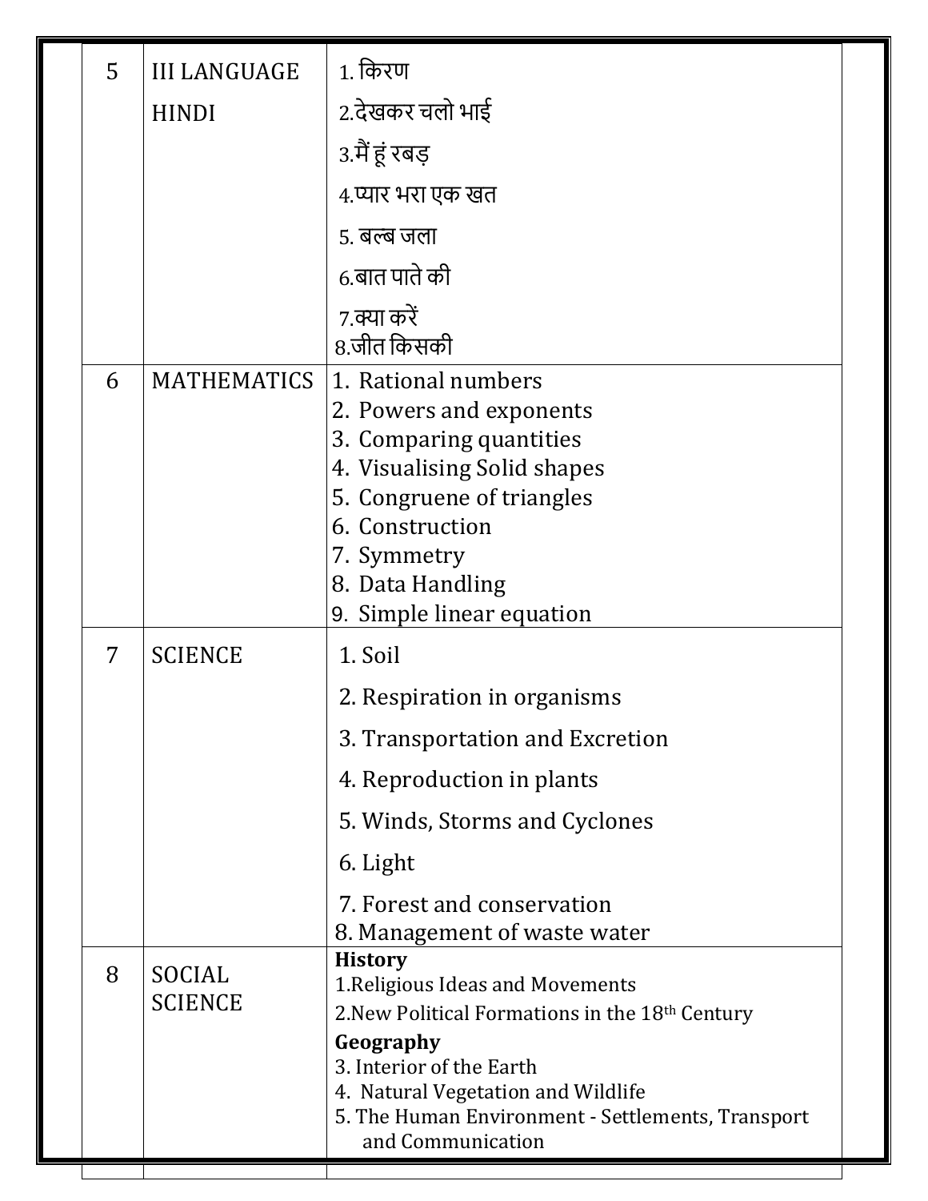| | | |
|---|---|---|
| 5 | III LANGUAGE HINDI | 1. किरण<br>2.देखकर चलो भाई<br>3.मैं हूं रबड़<br>4.प्यार भरा एक खत<br>5. बल्ब जला<br>6.बात पाते की<br>7.क्या करें<br>8.जीत किसकी |
| 6 | MATHEMATICS | 1. Rational numbers<br>2. Powers and exponents<br>3. Comparing quantities<br>4. Visualising Solid shapes<br>5. Congruene of triangles<br>6. Construction<br>7. Symmetry<br>8. Data Handling<br>9. Simple linear equation |
| 7 | SCIENCE | 1. Soil<br>2. Respiration in organisms<br>3. Transportation and Excretion<br>4. Reproduction in plants<br>5. Winds, Storms and Cyclones<br>6. Light<br>7. Forest and conservation<br>8. Management of waste water |
| 8 | SOCIAL SCIENCE | **History**<br>1.Religious Ideas and Movements<br>2.New Political Formations in the 18th Century<br>**Geography**<br>3. Interior of the Earth<br>4. Natural Vegetation and Wildlife<br>5. The Human Environment - Settlements, Transport and Communication |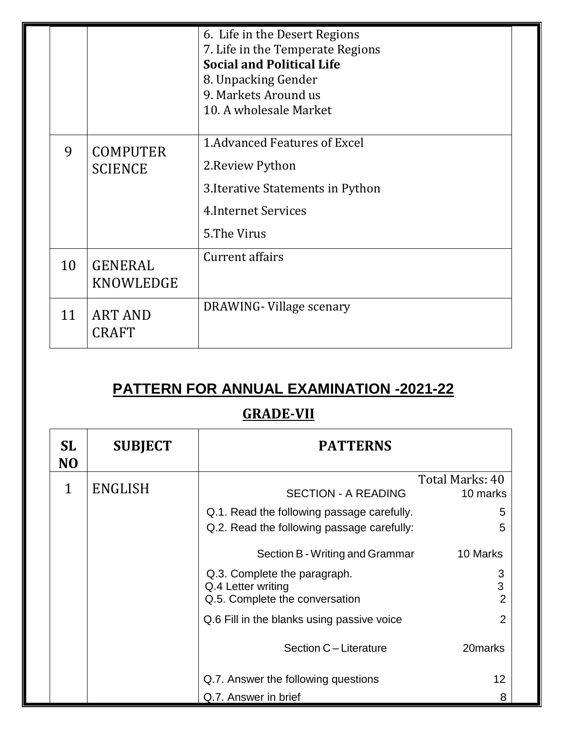| | | |
|---|---|---|
| | | 6. Life in the Desert Regions<br>7. Life in the Temperate Regions<br>**Social and Political Life**<br>8. Unpacking Gender<br>9. Markets Around us<br>10. A wholesale Market |
| 9 | COMPUTER SCIENCE | 1.Advanced Features of Excel<br>2.Review Python<br>3.Iterative Statements in Python<br>4.Internet Services<br>5.The Virus |
| 10 | GENERAL KNOWLEDGE | Current affairs |
| 11 | ART AND CRAFT | DRAWING- Village scenary |

## PATTERN FOR ANNUAL EXAMINATION -2021-22

### GRADE-VII

| SL NO | SUBJECT | PATTERNS |
|---|---|---|
| 1 | ENGLISH | Total Marks: 40<br>SECTION - A READING 10 marks<br>Q.1. Read the following passage carefully. 5<br>Q.2. Read the following passage carefully: 5<br>Section B - Writing and Grammar 10 Marks<br>Q.3. Complete the paragraph. 3<br>Q.4 Letter writing 3<br>Q.5. Complete the conversation 2<br>Q.6 Fill in the blanks using passive voice 2<br>Section C – Literature 20marks<br>Q.7. Answer the following questions 12<br>Q.7. Answer in brief 8 |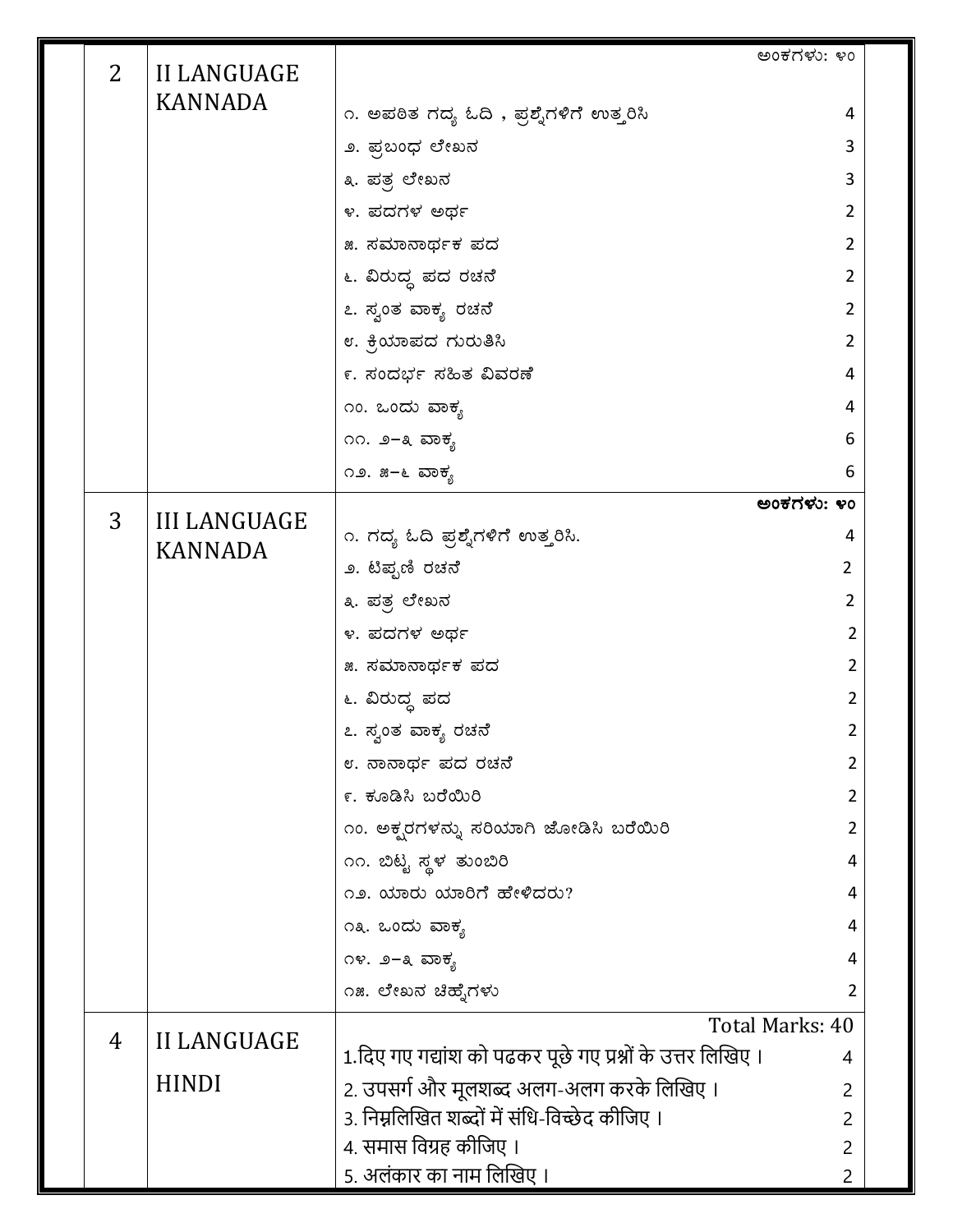| 2 | II LANGUAGE KANNADA | ಅಂಕಗಳು: ४೦<br>೧. ಅಪಠಿತ ಗದ್ಯ ಓದಿ , ಪ್ರಶ್ನೆಗಳಿಗೆ ಉತ್ತರಿಸಿ 4<br>೨. ಪ್ರಬಂಧ ಲೇಖನ 3<br>೩. ಪತ್ರ ಲೇಖನ 3<br>೪. ಪದಗಳ ಅರ್ಥ 2<br>೫. ಸಮಾನಾರ್ಥಕ ಪದ 2<br>೬. ವಿರುದ್ಧ ಪದ ರಚನೆ 2<br>೭. ಸ್ವಂತ ವಾಕ್ಯ ರಚನೆ 2<br>೮. ಕ್ರಿಯಾಪದ ಗುರುತಿಸಿ 2<br>೯. ಸಂದರ್ಭ ಸಹಿತ ವಿವರಣೆ 4<br>೧೦. ಒಂದು ವಾಕ್ಯ 4<br>೧೧. ೨–೩ ವಾಕ್ಯ 6<br>೧೨. ೫–೬ ವಾಕ್ಯ 6 |
|---|---|---|
| 3 | III LANGUAGE KANNADA | **ಅಂಕಗಳು: ४೦**<br>೧. ಗದ್ಯ ಓದಿ ಪ್ರಶ್ನೆಗಳಿಗೆ ಉತ್ತರಿಸಿ. 4<br>೨. ಟಿಪ್ಪಣಿ ರಚನೆ 2<br>೩. ಪತ್ರ ಲೇಖನ 2<br>೪. ಪದಗಳ ಅರ್ಥ 2<br>೫. ಸಮಾನಾರ್ಥಕ ಪದ 2<br>೬. ವಿರುದ್ಧ ಪದ 2<br>೭. ಸ್ವಂತ ವಾಕ್ಯ ರಚನೆ 2<br>೮. ನಾನಾರ್ಥ ಪದ ರಚನೆ 2<br>೯. ಕೂಡಿಸಿ ಬರೆಯಿರಿ 2<br>೧೦. ಅಕ್ಷರಗಳನ್ನು ಸರಿಯಾಗಿ ಜೋಡಿಸಿ ಬರೆಯಿರಿ 2<br>೧೧. ಬಿಟ್ಟ ಸ್ಥಳ ತುಂಬಿರಿ 4<br>೧೨. ಯಾರು ಯಾರಿಗೆ ಹೇಳಿದರು? 4<br>೧೩. ಒಂದು ವಾಕ್ಯ 4<br>೧೪. ೨–೩ ವಾಕ್ಯ 4<br>೧೫. ಲೇಖನ ಚಿಹ್ನೆಗಳು 2 |
| 4 | II LANGUAGE HINDI | Total Marks: 40<br>1.दिए गए गद्यांश को पढकर पूछे गए प्रश्नों के उत्तर लिखिए । 4<br>2. उपसर्ग और मूलशब्द अलग-अलग करके लिखिए । 2<br>3. निम्नलिखित शब्दों में संधि-विच्छेद कीजिए । 2<br>4. समास विग्रह कीजिए । 2<br>5. अलंकार का नाम लिखिए । 2 |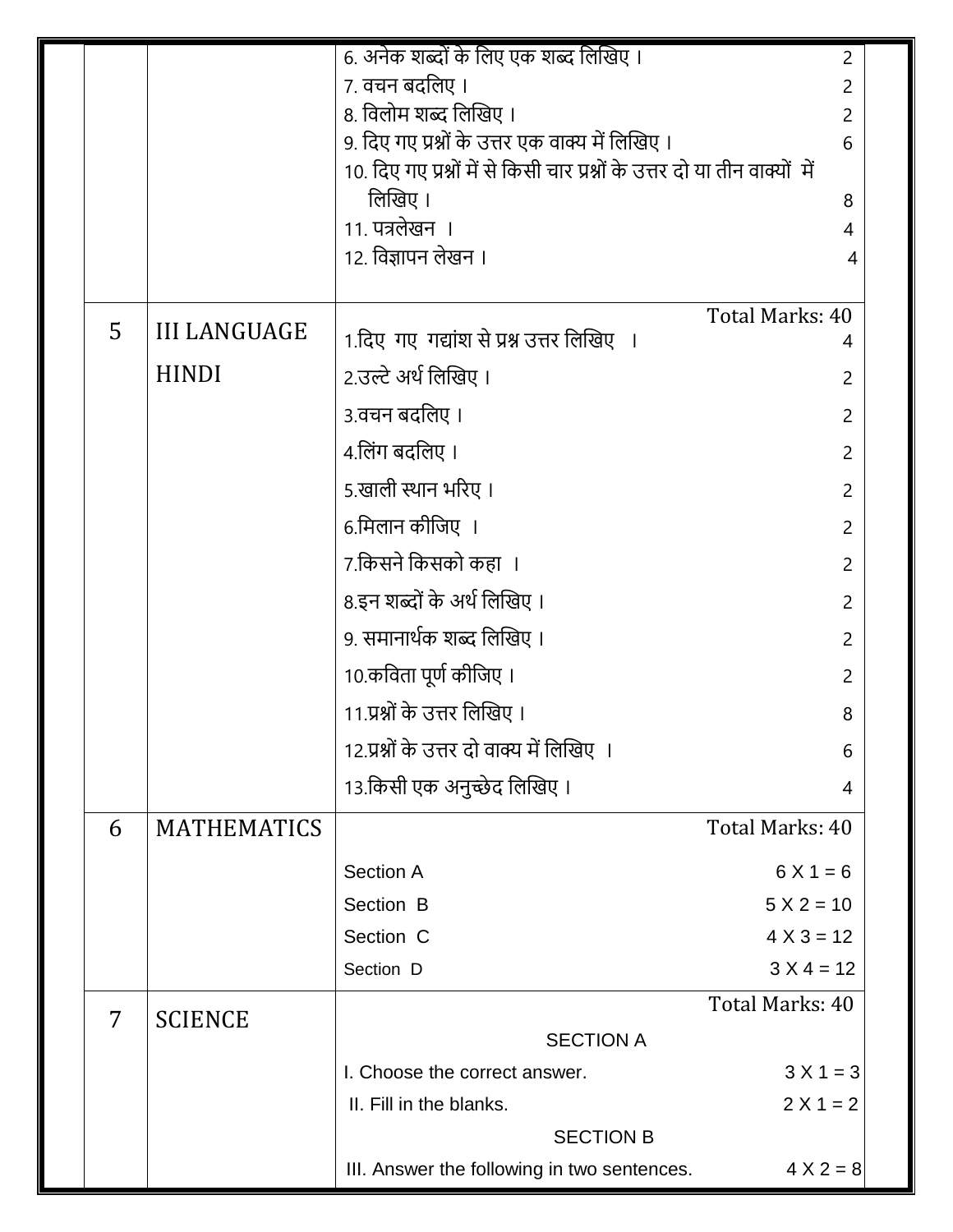| | | |
|---|---|---|
| | | 6. अनेक शब्दों के लिए एक शब्द लिखिए । 2<br>7. वचन बदलिए । 2<br>8. विलोम शब्द लिखिए । 2<br>9. दिए गए प्रश्नों के उत्तर एक वाक्य में लिखिए । 6<br>10. दिए गए प्रश्नों में से किसी चार प्रश्नों के उत्तर दो या तीन वाक्यों में लिखिए । 8<br>11. पत्रलेखन । 4<br>12. विज्ञापन लेखन । 4 |
| 5 | III LANGUAGE HINDI | Total Marks: 40<br>1.दिए गए गद्यांश से प्रश्न उत्तर लिखिए । 4<br>2.उल्टे अर्थ लिखिए । 2<br>3.वचन बदलिए । 2<br>4.लिंग बदलिए । 2<br>5.खाली स्थान भरिए । 2<br>6.मिलान कीजिए । 2<br>7.किसने किसको कहा । 2<br>8.इन शब्दों के अर्थ लिखिए । 2<br>9. समानार्थक शब्द लिखिए । 2<br>10.कविता पूर्ण कीजिए । 2<br>11.प्रश्नों के उत्तर लिखिए । 8<br>12.प्रश्नों के उत्तर दो वाक्य में लिखिए । 6<br>13.किसी एक अनुच्छेद लिखिए । 4 |
| 6 | MATHEMATICS | Total Marks: 40<br>Section A 6 X 1 = 6<br>Section B 5 X 2 = 10<br>Section C 4 X 3 = 12<br>Section D 3 X 4 = 12 |
| 7 | SCIENCE | Total Marks: 40<br>SECTION A<br>I. Choose the correct answer. 3 X 1 = 3<br>II. Fill in the blanks. 2 X 1 = 2<br>SECTION B<br>III. Answer the following in two sentences. 4 X 2 = 8 |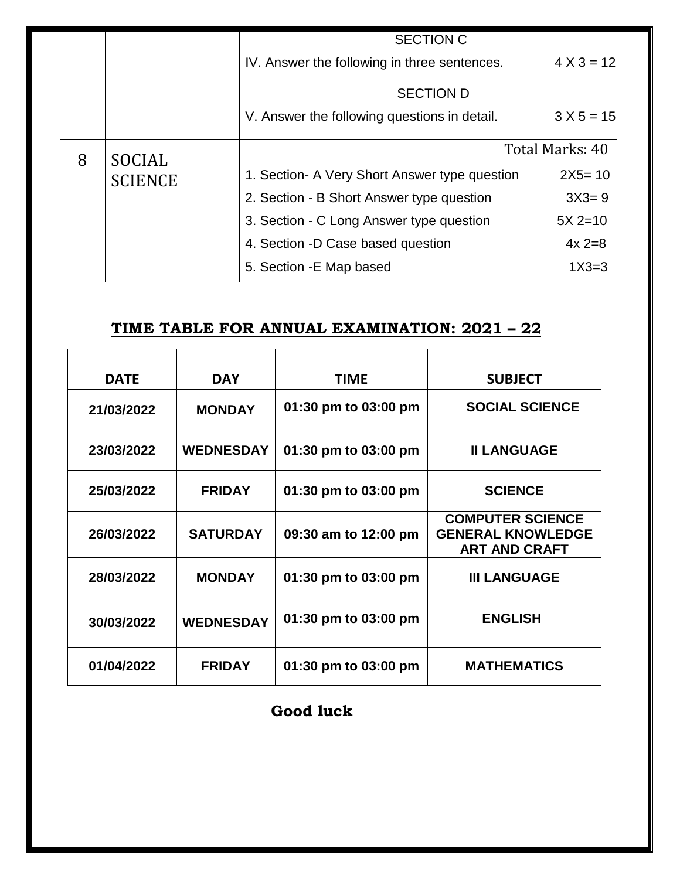| | | |
|---|---|---|
| | | SECTION C<br>IV. Answer the following in three sentences. 4 X 3 = 12<br>SECTION D<br>V. Answer the following questions in detail. 3 X 5 = 15 |
| 8 | SOCIAL SCIENCE | Total Marks: 40<br>1. Section- A Very Short Answer type question 2X5= 10<br>2. Section - B Short Answer type question 3X3= 9<br>3. Section - C Long Answer type question 5X 2=10<br>4. Section -D Case based question 4x 2=8<br>5. Section -E Map based 1X3=3 |

## TIME TABLE FOR ANNUAL EXAMINATION: 2021 – 22

| DATE | DAY | TIME | SUBJECT |
|---|---|---|---|
| 21/03/2022 | MONDAY | 01:30 pm to 03:00 pm | SOCIAL SCIENCE |
| 23/03/2022 | WEDNESDAY | 01:30 pm to 03:00 pm | II LANGUAGE |
| 25/03/2022 | FRIDAY | 01:30 pm to 03:00 pm | SCIENCE |
| 26/03/2022 | SATURDAY | 09:30 am to 12:00 pm | COMPUTER SCIENCE<br>GENERAL KNOWLEDGE<br>ART AND CRAFT |
| 28/03/2022 | MONDAY | 01:30 pm to 03:00 pm | III LANGUAGE |
| 30/03/2022 | WEDNESDAY | 01:30 pm to 03:00 pm | ENGLISH |
| 01/04/2022 | FRIDAY | 01:30 pm to 03:00 pm | MATHEMATICS |

**Good luck**